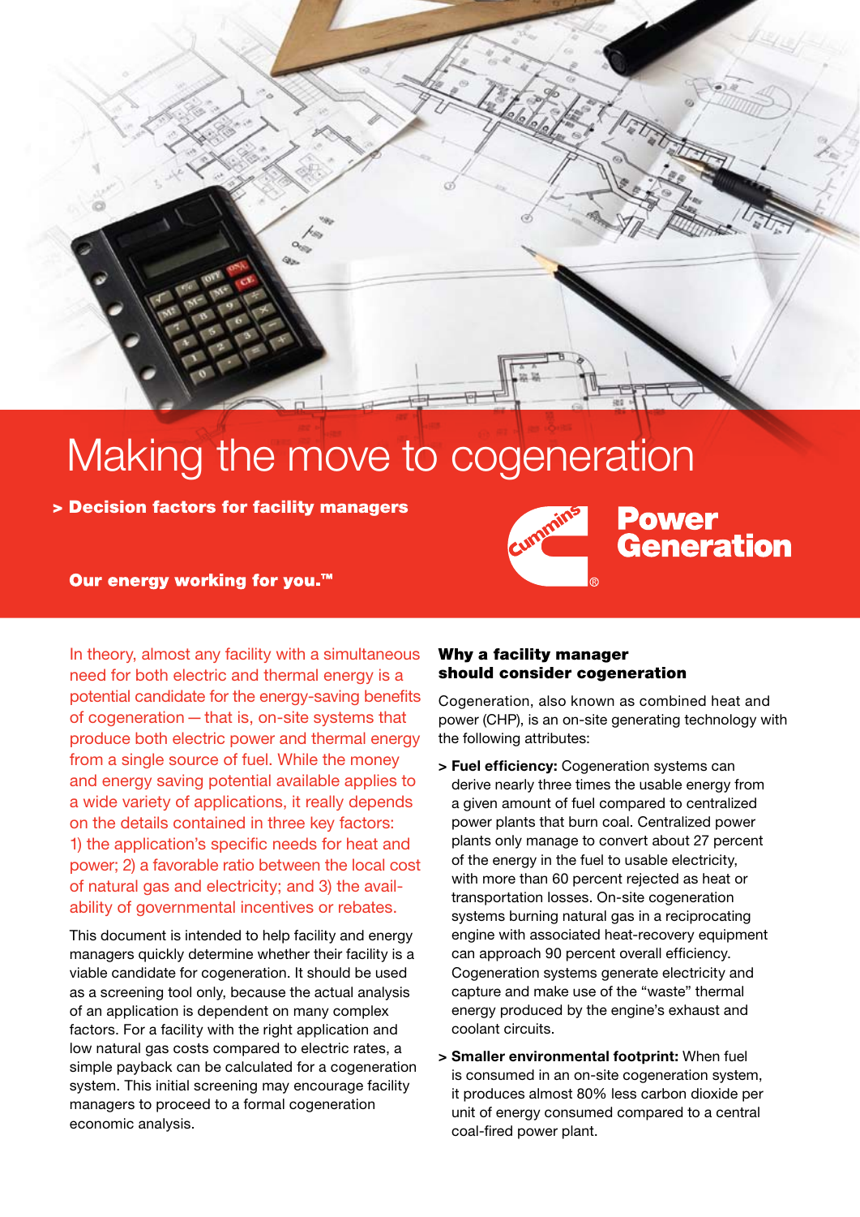# Making the move to cogeneration

**> Decision factors for facility managers**

**Our energy working for you.™**

**Power Generation**

In theory, almost any facility with a simultaneous need for both electric and thermal energy is a potential candidate for the energy-saving benefits of cogeneration — that is, on-site systems that produce both electric power and thermal energy from a single source of fuel. While the money and energy saving potential available applies to a wide variety of applications, it really depends on the details contained in three key factors: 1) the application's specific needs for heat and power; 2) a favorable ratio between the local cost of natural gas and electricity; and 3) the availability of governmental incentives or rebates.

This document is intended to help facility and energy managers quickly determine whether their facility is a viable candidate for cogeneration. It should be used as a screening tool only, because the actual analysis of an application is dependent on many complex factors. For a facility with the right application and low natural gas costs compared to electric rates, a simple payback can be calculated for a cogeneration system. This initial screening may encourage facility managers to proceed to a formal cogeneration economic analysis.

## Why a facility manager should consider cogeneration

Cogeneration, also known as combined heat and power (CHP), is an on-site generating technology with the following attributes:

- **Fuel efficiency:** Cogeneration systems can derive nearly three times the usable energy from a given amount of fuel compared to centralized power plants that burn coal. Centralized power plants only manage to convert about 27 percent of the energy in the fuel to usable electricity, with more than 60 percent rejected as heat or transportation losses. On-site cogeneration systems burning natural gas in a reciprocating engine with associated heat-recovery equipment can approach 90 percent overall efficiency. Cogeneration systems generate electricity and capture and make use of the "waste" thermal energy produced by the engine's exhaust and coolant circuits.
- **Smaller environmental footprint:** When fuel is consumed in an on-site cogeneration system, it produces almost 80% less carbon dioxide per unit of energy consumed compared to a central coal-fired power plant.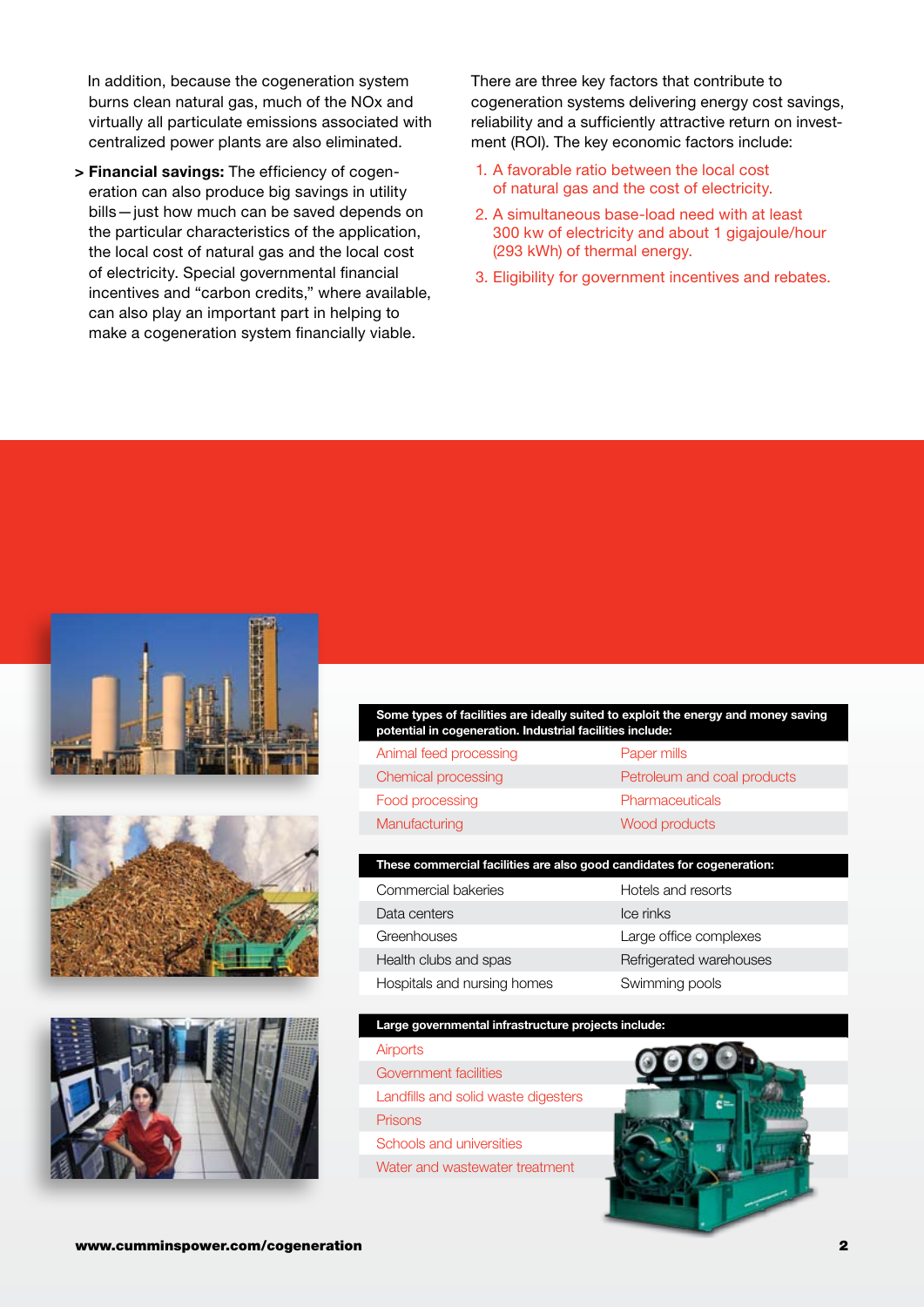In addition, because the cogeneration system burns clean natural gas, much of the NOx and virtually all particulate emissions associated with centralized power plants are also eliminated.

> **Financial savings:** The efficiency of cogeneration can also produce big savings in utility bills — just how much can be saved depends on the particular characteristics of the application, the local cost of natural gas and the local cost of electricity. Special governmental financial incentives and "carbon credits," where available, can also play an important part in helping to make a cogeneration system financially viable.

There are three key factors that contribute to cogeneration systems delivering energy cost savings, reliability and a sufficiently attractive return on investment (ROI). The key economic factors include:

1. A favorable ratio between the local cost of natural gas and the cost of electricity.
2. A simultaneous base-load need with at least 300 kw of electricity and about 1 gigajoule/hour (293 kWh) of thermal energy.
3. Eligibility for government incentives and rebates.

| Some types of facilities are ideally suited to exploit the energy and money saving potential in cogeneration. Industrial facilities include: | |
|---|---|
| Animal feed processing | Paper mills |
| Chemical processing | Petroleum and coal products |
| Food processing | Pharmaceuticals |
| Manufacturing | Wood products |

| These commercial facilities are also good candidates for cogeneration: | |
|---|---|
| Commercial bakeries | Hotels and resorts |
| Data centers | Ice rinks |
| Greenhouses | Large office complexes |
| Health clubs and spas | Refrigerated warehouses |
| Hospitals and nursing homes | Swimming pools |

| Large governmental infrastructure projects include: |
|---|
| Airports |
| Government facilities |
| Landfills and solid waste digesters |
| Prisons |
| Schools and universities |
| Water and wastewater treatment |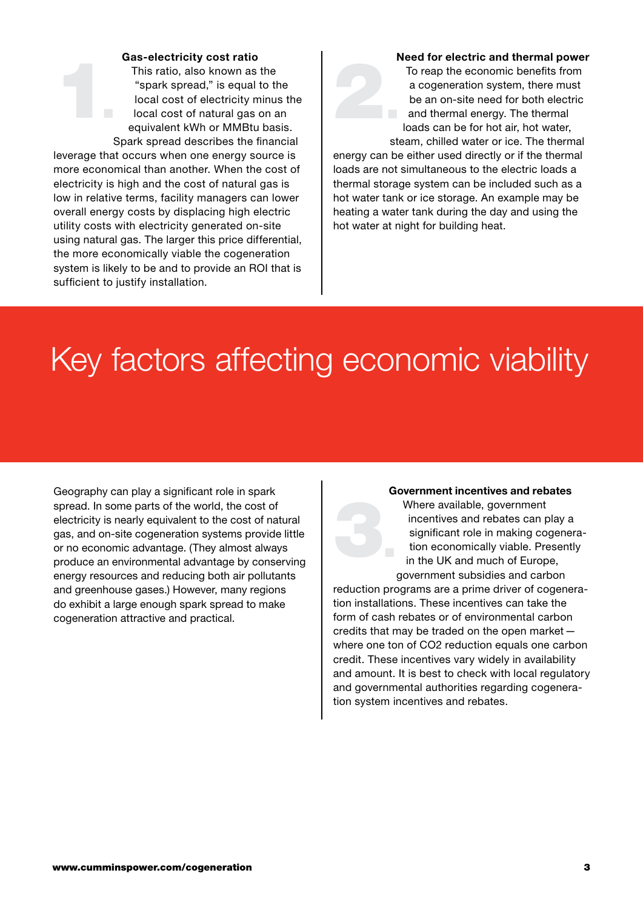### 1. Gas-electricity cost ratio

This ratio, also known as the "spark spread," is equal to the local cost of electricity minus the local cost of natural gas on an equivalent kWh or MMBtu basis. Spark spread describes the financial leverage that occurs when one energy source is more economical than another. When the cost of electricity is high and the cost of natural gas is low in relative terms, facility managers can lower overall energy costs by displacing high electric utility costs with electricity generated on-site using natural gas. The larger this price differential, the more economically viable the cogeneration system is likely to be and to provide an ROI that is sufficient to justify installation.

### 2. Need for electric and thermal power

To reap the economic benefits from a cogeneration system, there must be an on-site need for both electric and thermal energy. The thermal loads can be for hot air, hot water, steam, chilled water or ice. The thermal energy can be either used directly or if the thermal loads are not simultaneous to the electric loads a thermal storage system can be included such as a hot water tank or ice storage. An example may be heating a water tank during the day and using the hot water at night for building heat.

# Key factors affecting economic viability

Geography can play a significant role in spark spread. In some parts of the world, the cost of electricity is nearly equivalent to the cost of natural gas, and on-site cogeneration systems provide little or no economic advantage. (They almost always produce an environmental advantage by conserving energy resources and reducing both air pollutants and greenhouse gases.) However, many regions do exhibit a large enough spark spread to make cogeneration attractive and practical.

### 3. Government incentives and rebates

Where available, government incentives and rebates can play a significant role in making cogeneration economically viable. Presently in the UK and much of Europe, government subsidies and carbon reduction programs are a prime driver of cogeneration installations. These incentives can take the form of cash rebates or of environmental carbon credits that may be traded on the open market — where one ton of $CO_2$ reduction equals one carbon credit. These incentives vary widely in availability and amount. It is best to check with local regulatory and governmental authorities regarding cogeneration system incentives and rebates.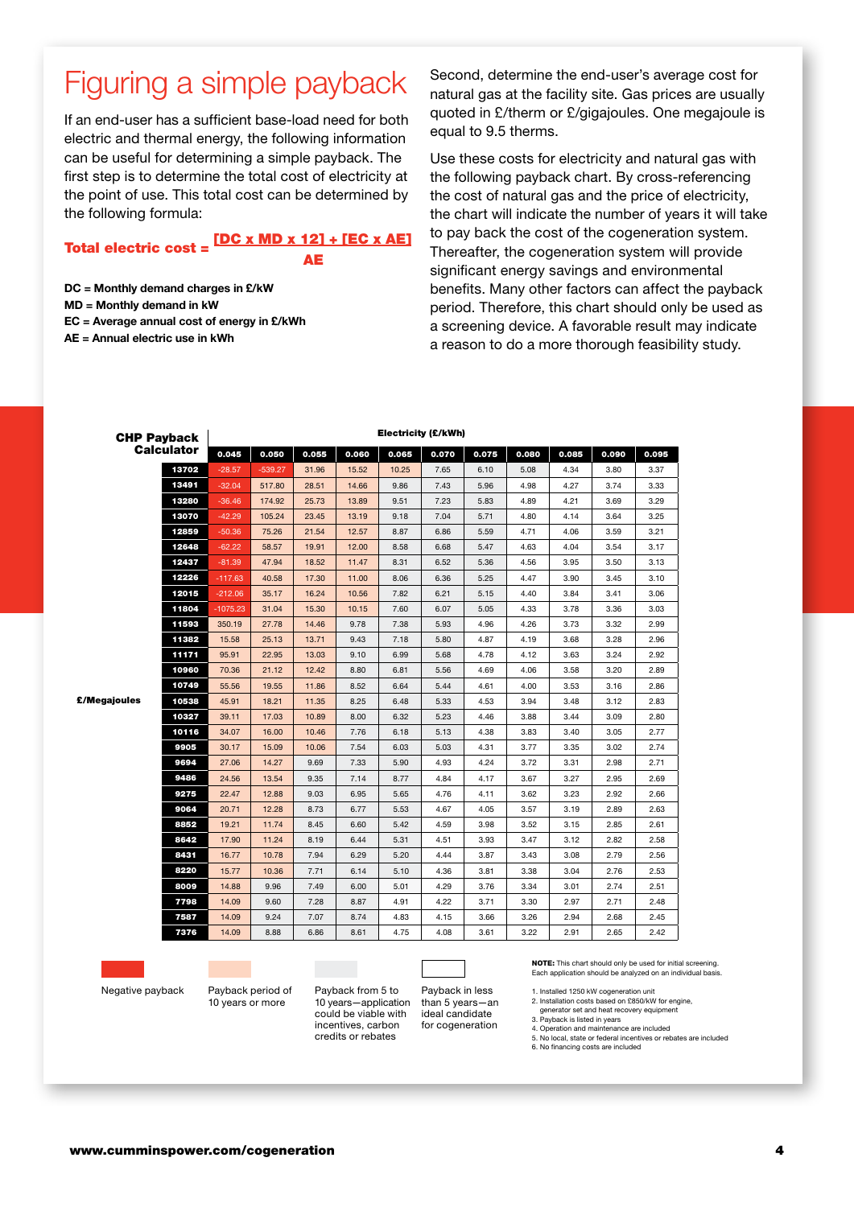# Figuring a simple payback

If an end-user has a sufficient base-load need for both electric and thermal energy, the following information can be useful for determining a simple payback. The first step is to determine the total cost of electricity at the point of use. This total cost can be determined by the following formula:

$$\textbf{Total electric cost} = \frac{[DC \times MD \times 12] + [EC \times AE]}{AE}$$

**DC = Monthly demand charges in £/kW**
**MD = Monthly demand in kW**
**EC = Average annual cost of energy in £/kWh**
**AE = Annual electric use in kWh**

Second, determine the end-user's average cost for natural gas at the facility site. Gas prices are usually quoted in £/therm or £/gigajoules. One megajoule is equal to 9.5 therms.

Use these costs for electricity and natural gas with the following payback chart. By cross-referencing the cost of natural gas and the price of electricity, the chart will indicate the number of years it will take to pay back the cost of the cogeneration system. Thereafter, the cogeneration system will provide significant energy savings and environmental benefits. Many other factors can affect the payback period. Therefore, this chart should only be used as a screening device. A favorable result may indicate a reason to do a more thorough feasibility study.

**CHP Payback Calculator**

| £/Megajoules | Electricity (£/kWh) | | | | | | | | | | |
|---|---|---|---|---|---|---|---|---|---|---|---|
| | 0.045 | 0.050 | 0.055 | 0.060 | 0.065 | 0.070 | 0.075 | 0.080 | 0.085 | 0.090 | 0.095 |
| 13702 | -28.57 | -539.27 | 31.96 | 15.52 | 10.25 | 7.65 | 6.10 | 5.08 | 4.34 | 3.80 | 3.37 |
| 13491 | -32.04 | 517.80 | 28.51 | 14.66 | 9.86 | 7.43 | 5.96 | 4.98 | 4.27 | 3.74 | 3.33 |
| 13280 | -36.46 | 174.92 | 25.73 | 13.89 | 9.51 | 7.23 | 5.83 | 4.89 | 4.21 | 3.69 | 3.29 |
| 13070 | -42.29 | 105.24 | 23.45 | 13.19 | 9.18 | 7.04 | 5.71 | 4.80 | 4.14 | 3.64 | 3.25 |
| 12859 | -50.36 | 75.26 | 21.54 | 12.57 | 8.87 | 6.86 | 5.59 | 4.71 | 4.06 | 3.59 | 3.21 |
| 12648 | -62.22 | 58.57 | 19.91 | 12.00 | 8.58 | 6.68 | 5.47 | 4.63 | 4.04 | 3.54 | 3.17 |
| 12437 | -81.39 | 47.94 | 18.52 | 11.47 | 8.31 | 6.52 | 5.36 | 4.56 | 3.95 | 3.50 | 3.13 |
| 12226 | -117.63 | 40.58 | 17.30 | 11.00 | 8.06 | 6.36 | 5.25 | 4.47 | 3.90 | 3.45 | 3.10 |
| 12015 | -212.06 | 35.17 | 16.24 | 10.56 | 7.82 | 6.21 | 5.15 | 4.40 | 3.84 | 3.41 | 3.06 |
| 11804 | -1075.23 | 31.04 | 15.30 | 10.15 | 7.60 | 6.07 | 5.05 | 4.33 | 3.78 | 3.36 | 3.03 |
| 11593 | 350.19 | 27.78 | 14.46 | 9.78 | 7.38 | 5.93 | 4.96 | 4.26 | 3.73 | 3.32 | 2.99 |
| 11382 | 15.58 | 25.13 | 13.71 | 9.43 | 7.18 | 5.80 | 4.87 | 4.19 | 3.68 | 3.28 | 2.96 |
| 11171 | 95.91 | 22.95 | 13.03 | 9.10 | 6.99 | 5.68 | 4.78 | 4.12 | 3.63 | 3.24 | 2.92 |
| 10960 | 70.36 | 21.12 | 12.42 | 8.80 | 6.81 | 5.56 | 4.69 | 4.06 | 3.58 | 3.20 | 2.89 |
| 10749 | 55.56 | 19.55 | 11.86 | 8.52 | 6.64 | 5.44 | 4.61 | 4.00 | 3.53 | 3.16 | 2.86 |
| 10538 | 45.91 | 18.21 | 11.35 | 8.25 | 6.48 | 5.33 | 4.53 | 3.94 | 3.48 | 3.12 | 2.83 |
| 10327 | 39.11 | 17.03 | 10.89 | 8.00 | 6.32 | 5.23 | 4.46 | 3.88 | 3.44 | 3.09 | 2.80 |
| 10116 | 34.07 | 16.00 | 10.46 | 7.76 | 6.18 | 5.13 | 4.38 | 3.83 | 3.40 | 3.05 | 2.77 |
| 9905 | 30.17 | 15.09 | 10.06 | 7.54 | 6.03 | 5.03 | 4.31 | 3.77 | 3.35 | 3.02 | 2.74 |
| 9694 | 27.06 | 14.27 | 9.69 | 7.33 | 5.90 | 4.93 | 4.24 | 3.72 | 3.31 | 2.98 | 2.71 |
| 9486 | 24.56 | 13.54 | 9.35 | 7.14 | 8.77 | 4.84 | 4.17 | 3.67 | 3.27 | 2.95 | 2.69 |
| 9275 | 22.47 | 12.88 | 9.03 | 6.95 | 5.65 | 4.76 | 4.11 | 3.62 | 3.23 | 2.92 | 2.66 |
| 9064 | 20.71 | 12.28 | 8.73 | 6.77 | 5.53 | 4.67 | 4.05 | 3.57 | 3.19 | 2.89 | 2.63 |
| 8852 | 19.21 | 11.74 | 8.45 | 6.60 | 5.42 | 4.59 | 3.98 | 3.52 | 3.15 | 2.85 | 2.61 |
| 8642 | 17.90 | 11.24 | 8.19 | 6.44 | 5.31 | 4.51 | 3.93 | 3.47 | 3.12 | 2.82 | 2.58 |
| 8431 | 16.77 | 10.78 | 7.94 | 6.29 | 5.20 | 4.44 | 3.87 | 3.43 | 3.08 | 2.79 | 2.56 |
| 8220 | 15.77 | 10.36 | 7.71 | 6.14 | 5.10 | 4.36 | 3.81 | 3.38 | 3.04 | 2.76 | 2.53 |
| 8009 | 14.88 | 9.96 | 7.49 | 6.00 | 5.01 | 4.29 | 3.76 | 3.34 | 3.01 | 2.74 | 2.51 |
| 7798 | 14.09 | 9.60 | 7.28 | 8.87 | 4.91 | 4.22 | 3.71 | 3.30 | 2.97 | 2.71 | 2.48 |
| 7587 | 14.09 | 9.24 | 7.07 | 8.74 | 4.83 | 4.15 | 3.66 | 3.26 | 2.94 | 2.68 | 2.45 |
| 7376 | 14.09 | 8.88 | 6.86 | 8.61 | 4.75 | 4.08 | 3.61 | 3.22 | 2.91 | 2.65 | 2.42 |

Legend:
- Negative payback
- Payback period of 10 years or more
- Payback from 5 to 10 years—application could be viable with incentives, carbon credits or rebates
- Payback in less than 5 years—an ideal candidate for cogeneration

**NOTE:** This chart should only be used for initial screening. Each application should be analyzed on an individual basis.

1. Installed 1250 kW cogeneration unit
2. Installation costs based on £850/kW for engine, generator set and heat recovery equipment
3. Payback is listed in years
4. Operation and maintenance are included
5. No local, state or federal incentives or rebates are included
6. No financing costs are included

www.cumminspower.com/cogeneration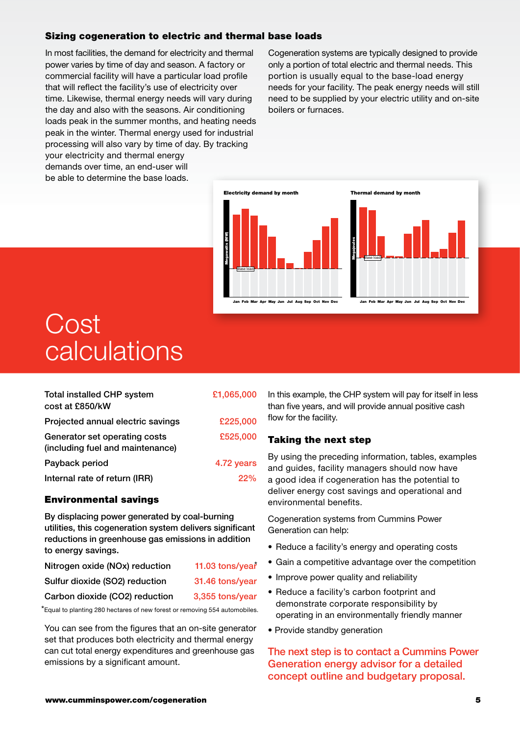## Sizing cogeneration to electric and thermal base loads

In most facilities, the demand for electricity and thermal power varies by time of day and season. A factory or commercial facility will have a particular load profile that will reflect the facility's use of electricity over time. Likewise, thermal energy needs will vary during the day and also with the seasons. Air conditioning loads peak in the summer months, and heating needs peak in the winter. Thermal energy used for industrial processing will also vary by time of day. By tracking your electricity and thermal energy demands over time, an end-user will be able to determine the base loads.

Cogeneration systems are typically designed to provide only a portion of total electric and thermal needs. This portion is usually equal to the base-load energy needs for your facility. The peak energy needs will still need to be supplied by your electric utility and on-site boilers or furnaces.

**Electricity demand by month**

**Thermal demand by month**

# Cost calculations

| | |
|---|---|
| Total installed CHP system cost at £850/kW | £1,065,000 |
| Projected annual electric savings | £225,000 |
| Generator set operating costs (including fuel and maintenance) | £525,000 |
| Payback period | 4.72 years |
| Internal rate of return (IRR) | 22% |

### Environmental savings

**By displacing power generated by coal-burning utilities, this cogeneration system delivers significant reductions in greenhouse gas emissions in addition to energy savings.**

| | |
|---|---|
| Nitrogen oxide (NOx) reduction | 11.03 tons/year* |
| Sulfur dioxide (SO2) reduction | 31.46 tons/year |
| Carbon dioxide (CO2) reduction | 3,355 tons/year |

*Equal to planting 280 hectares of new forest or removing 554 automobiles.

You can see from the figures that an on-site generator set that produces both electricity and thermal energy can cut total energy expenditures and greenhouse gas emissions by a significant amount.

In this example, the CHP system will pay for itself in less than five years, and will provide annual positive cash flow for the facility.

## Taking the next step

By using the preceding information, tables, examples and guides, facility managers should now have a good idea if cogeneration has the potential to deliver energy cost savings and operational and environmental benefits.

Cogeneration systems from Cummins Power Generation can help:

- Reduce a facility's energy and operating costs
- Gain a competitive advantage over the competition
- Improve power quality and reliability
- Reduce a facility's carbon footprint and demonstrate corporate responsibility by operating in an environmentally friendly manner
- Provide standby generation

The next step is to contact a Cummins Power Generation energy advisor for a detailed concept outline and budgetary proposal.

**www.cumminspower.com/cogeneration**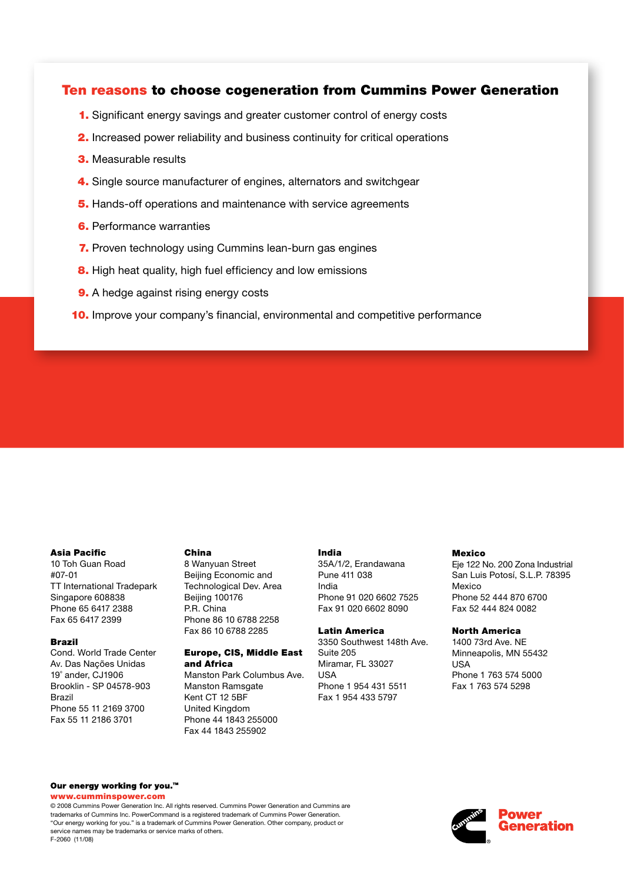## Ten reasons to choose cogeneration from Cummins Power Generation

1. Significant energy savings and greater customer control of energy costs
2. Increased power reliability and business continuity for critical operations
3. Measurable results
4. Single source manufacturer of engines, alternators and switchgear
5. Hands-off operations and maintenance with service agreements
6. Performance warranties
7. Proven technology using Cummins lean-burn gas engines
8. High heat quality, high fuel efficiency and low emissions
9. A hedge against rising energy costs
10. Improve your company's financial, environmental and competitive performance

**Asia Pacific**
10 Toh Guan Road
#07-01
TT International Tradepark
Singapore 608838
Phone 65 6417 2388
Fax 65 6417 2399

**Brazil**
Cond. World Trade Center
Av. Das Nações Unidas
19° ander, CJ1906
Brooklin - SP 04578-903
Brazil
Phone 55 11 2169 3700
Fax 55 11 2186 3701

**China**
8 Wanyuan Street
Beijing Economic and
Technological Dev. Area
Beijing 100176
P.R. China
Phone 86 10 6788 2258
Fax 86 10 6788 2285

**Europe, CIS, Middle East and Africa**
Manston Park Columbus Ave.
Manston Ramsgate
Kent CT 12 5BF
United Kingdom
Phone 44 1843 255000
Fax 44 1843 255902

**India**
35A/1/2, Erandawana
Pune 411 038
India
Phone 91 020 6602 7525
Fax 91 020 6602 8090

**Latin America**
3350 Southwest 148th Ave.
Suite 205
Miramar, FL 33027
USA
Phone 1 954 431 5511
Fax 1 954 433 5797

**Mexico**
Eje 122 No. 200 Zona Industrial
San Luis Potosí, S.L.P. 78395
Mexico
Phone 52 444 870 6700
Fax 52 444 824 0082

**North America**
1400 73rd Ave. NE
Minneapolis, MN 55432
USA
Phone 1 763 574 5000
Fax 1 763 574 5298

**Our energy working for you.™**
**www.cumminspower.com**

© 2008 Cummins Power Generation Inc. All rights reserved. Cummins Power Generation and Cummins are trademarks of Cummins Inc. PowerCommand is a registered trademark of Cummins Power Generation. "Our energy working for you." is a trademark of Cummins Power Generation. Other company, product or service names may be trademarks or service marks of others.
F-2060 (11/08)

Cummins Power Generation